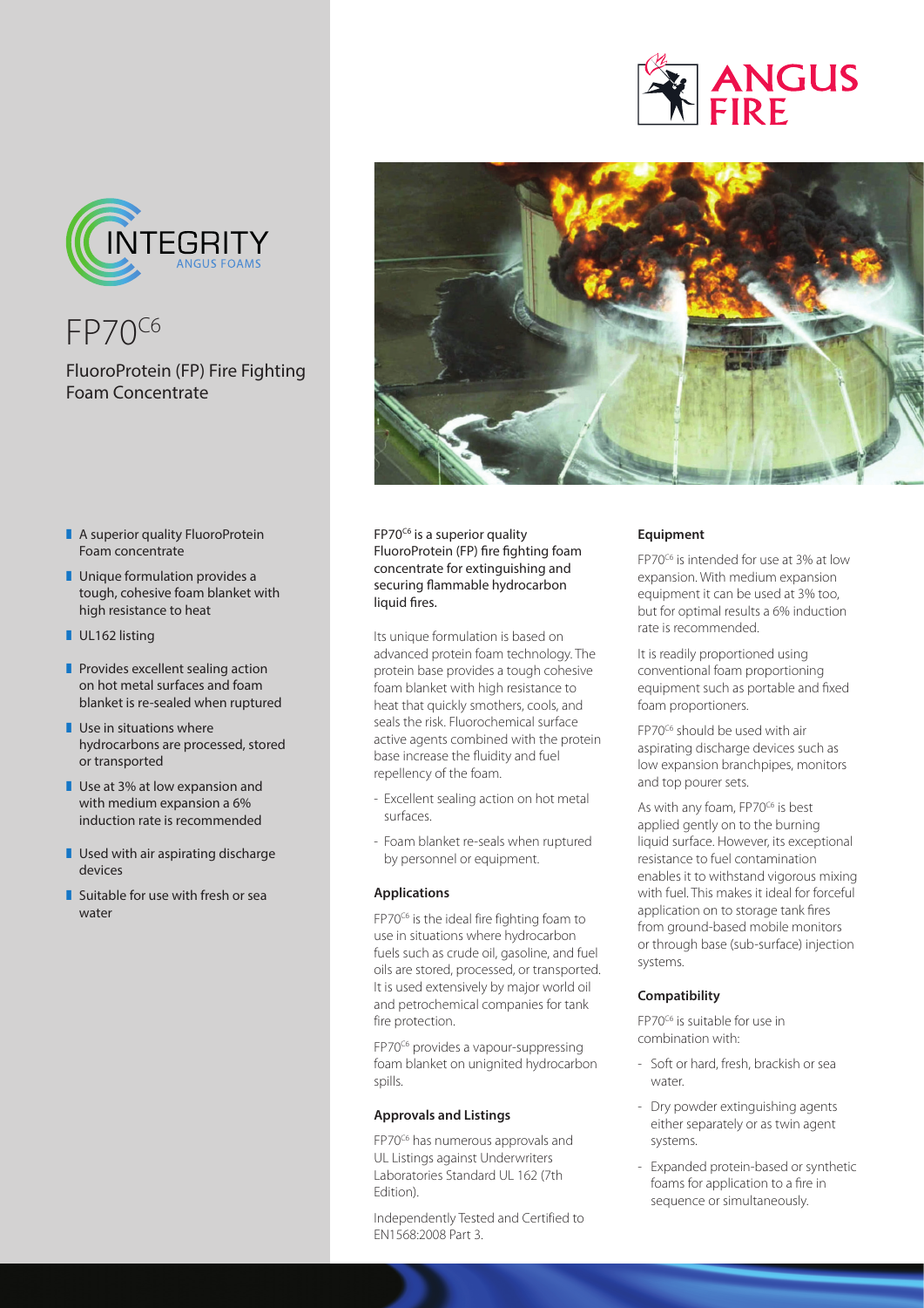ANGUS FIRE

INTEGRITY
ANGUS FOAMS

# FP70$^{C6}$

## FluoroProtein (FP) Fire Fighting Foam Concentrate

- A superior quality FluoroProtein Foam concentrate
- Unique formulation provides a tough, cohesive foam blanket with high resistance to heat
- UL162 listing
- Provides excellent sealing action on hot metal surfaces and foam blanket is re-sealed when ruptured
- Use in situations where hydrocarbons are processed, stored or transported
- Use at 3% at low expansion and with medium expansion a 6% induction rate is recommended
- Used with air aspirating discharge devices
- Suitable for use with fresh or sea water

FP70$^{C6}$ is a superior quality FluoroProtein (FP) fire fighting foam concentrate for extinguishing and securing flammable hydrocarbon liquid fires.

Its unique formulation is based on advanced protein foam technology. The protein base provides a tough cohesive foam blanket with high resistance to heat that quickly smothers, cools, and seals the risk. Fluorochemical surface active agents combined with the protein base increase the fluidity and fuel repellency of the foam.

- Excellent sealing action on hot metal surfaces.
- Foam blanket re-seals when ruptured by personnel or equipment.

### Applications

FP70$^{C6}$ is the ideal fire fighting foam to use in situations where hydrocarbon fuels such as crude oil, gasoline, and fuel oils are stored, processed, or transported. It is used extensively by major world oil and petrochemical companies for tank fire protection.

FP70$^{C6}$ provides a vapour-suppressing foam blanket on unignited hydrocarbon spills.

### Approvals and Listings

FP70$^{C6}$ has numerous approvals and UL Listings against Underwriters Laboratories Standard UL 162 (7th Edition).

Independently Tested and Certified to EN1568:2008 Part 3.

### Equipment

FP70$^{C6}$ is intended for use at 3% at low expansion. With medium expansion equipment it can be used at 3% too, but for optimal results a 6% induction rate is recommended.

It is readily proportioned using conventional foam proportioning equipment such as portable and fixed foam proportioners.

FP70$^{C6}$ should be used with air aspirating discharge devices such as low expansion branchpipes, monitors and top pourer sets.

As with any foam, FP70$^{C6}$ is best applied gently on to the burning liquid surface. However, its exceptional resistance to fuel contamination enables it to withstand vigorous mixing with fuel. This makes it ideal for forceful application on to storage tank fires from ground-based mobile monitors or through base (sub-surface) injection systems.

### Compatibility

FP70$^{C6}$ is suitable for use in combination with:

- Soft or hard, fresh, brackish or sea water.
- Dry powder extinguishing agents either separately or as twin agent systems.
- Expanded protein-based or synthetic foams for application to a fire in sequence or simultaneously.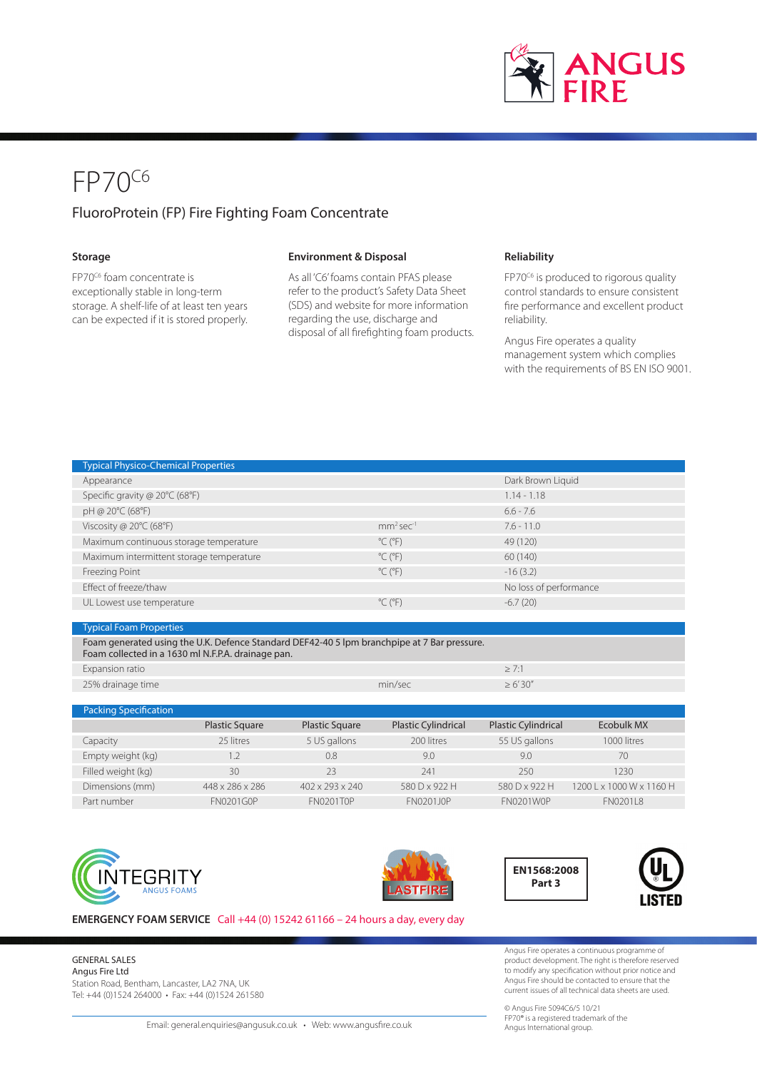# FP70[C6]

## FluoroProtein (FP) Fire Fighting Foam Concentrate

### Storage

FP70[C6] foam concentrate is exceptionally stable in long-term storage. A shelf-life of at least ten years can be expected if it is stored properly.

### Environment & Disposal

As all 'C6' foams contain PFAS please refer to the product's Safety Data Sheet (SDS) and website for more information regarding the use, discharge and disposal of all firefighting foam products.

### Reliability

FP70[C6] is produced to rigorous quality control standards to ensure consistent fire performance and excellent product reliability.

Angus Fire operates a quality management system which complies with the requirements of BS EN ISO 9001.

| Typical Physico-Chemical Properties | | |
|---|---|---|
| Appearance | | Dark Brown Liquid |
| Specific gravity @ 20°C (68°F) | | 1.14 - 1.18 |
| pH @ 20°C (68°F) | | 6.6 - 7.6 |
| Viscosity @ 20°C (68°F) | $mm^2 sec^{-1}$ | 7.6 - 11.0 |
| Maximum continuous storage temperature | °C (°F) | 49 (120) |
| Maximum intermittent storage temperature | °C (°F) | 60 (140) |
| Freezing Point | °C (°F) | -16 (3.2) |
| Effect of freeze/thaw | | No loss of performance |
| UL Lowest use temperature | °C (°F) | -6.7 (20) |

| Typical Foam Properties | | |
|---|---|---|
| Foam generated using the U.K. Defence Standard DEF42-40 5 lpm branchpipe at 7 Bar pressure. Foam collected in a 1630 ml N.F.P.A. drainage pan. | | |
| Expansion ratio | | ≥ 7:1 |
| 25% drainage time | min/sec | ≥ 6'30" |

| Packing Specification | Plastic Square | Plastic Square | Plastic Cylindrical | Plastic Cylindrical | Ecobulk MX |
|---|---|---|---|---|---|
| Capacity | 25 litres | 5 US gallons | 200 litres | 55 US gallons | 1000 litres |
| Empty weight (kg) | 1.2 | 0.8 | 9.0 | 9.0 | 70 |
| Filled weight (kg) | 30 | 23 | 241 | 250 | 1230 |
| Dimensions (mm) | 448 x 286 x 286 | 402 x 293 x 240 | 580 D x 922 H | 580 D x 922 H | 1200 L x 1000 W x 1160 H |
| Part number | FN0201G0P | FN0201T0P | FN0201J0P | FN0201W0P | FN0201L8 |

INTEGRITY ANGUS FOAMS

LASTFIRE

EN1568:2008 Part 3

UL LISTED

**EMERGENCY FOAM SERVICE** Call +44 (0) 15242 61166 – 24 hours a day, every day

GENERAL SALES
Angus Fire Ltd
Station Road, Bentham, Lancaster, LA2 7NA, UK
Tel: +44 (0)1524 264000 • Fax: +44 (0)1524 261580

Email: general.enquiries@angusuk.co.uk • Web: www.angusfire.co.uk

Angus Fire operates a continuous programme of product development. The right is therefore reserved to modify any specification without prior notice and Angus Fire should be contacted to ensure that the current issues of all technical data sheets are used.

© Angus Fire 5094C6/5 10/21
FP70® is a registered trademark of the Angus International group.